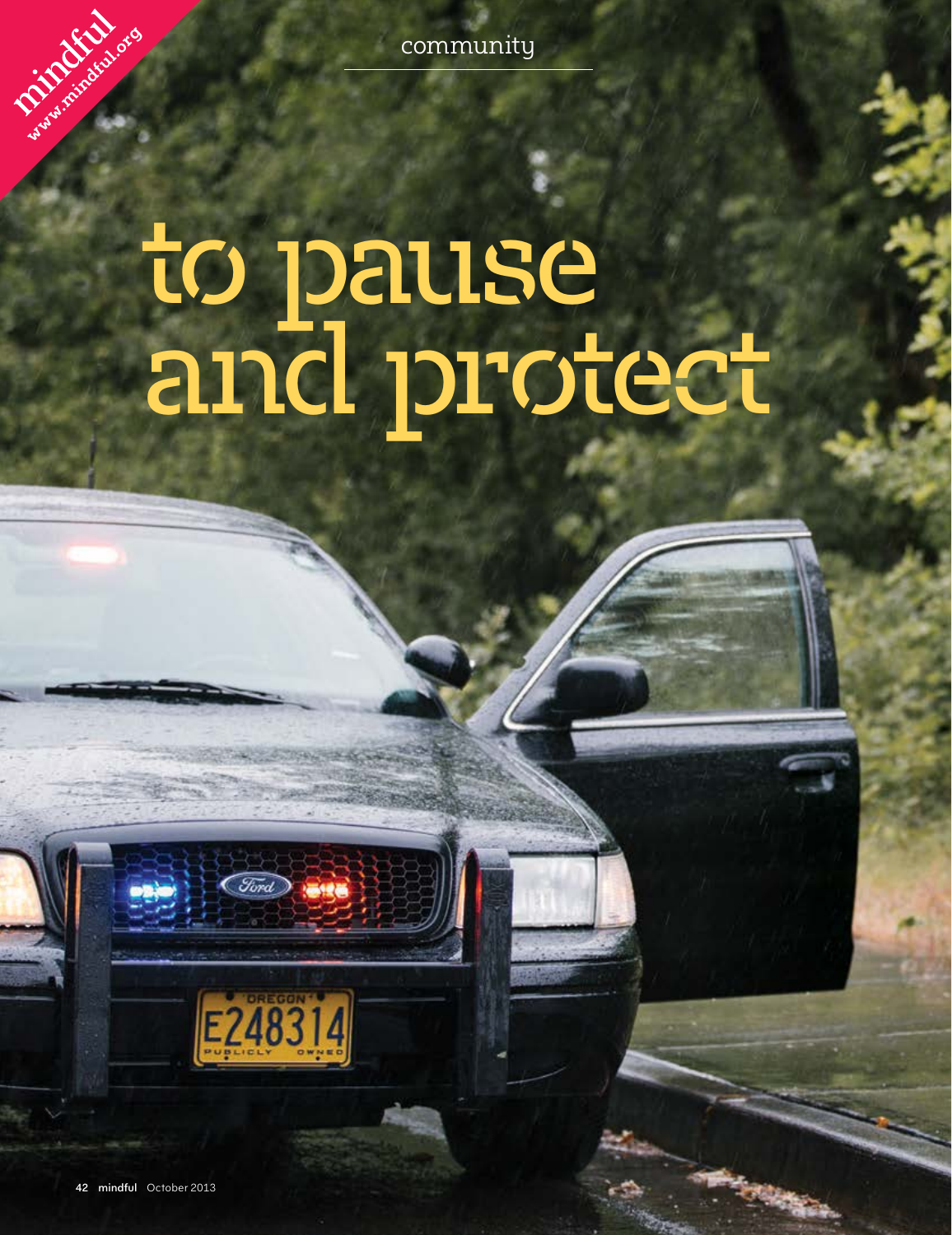community

# to pause and protect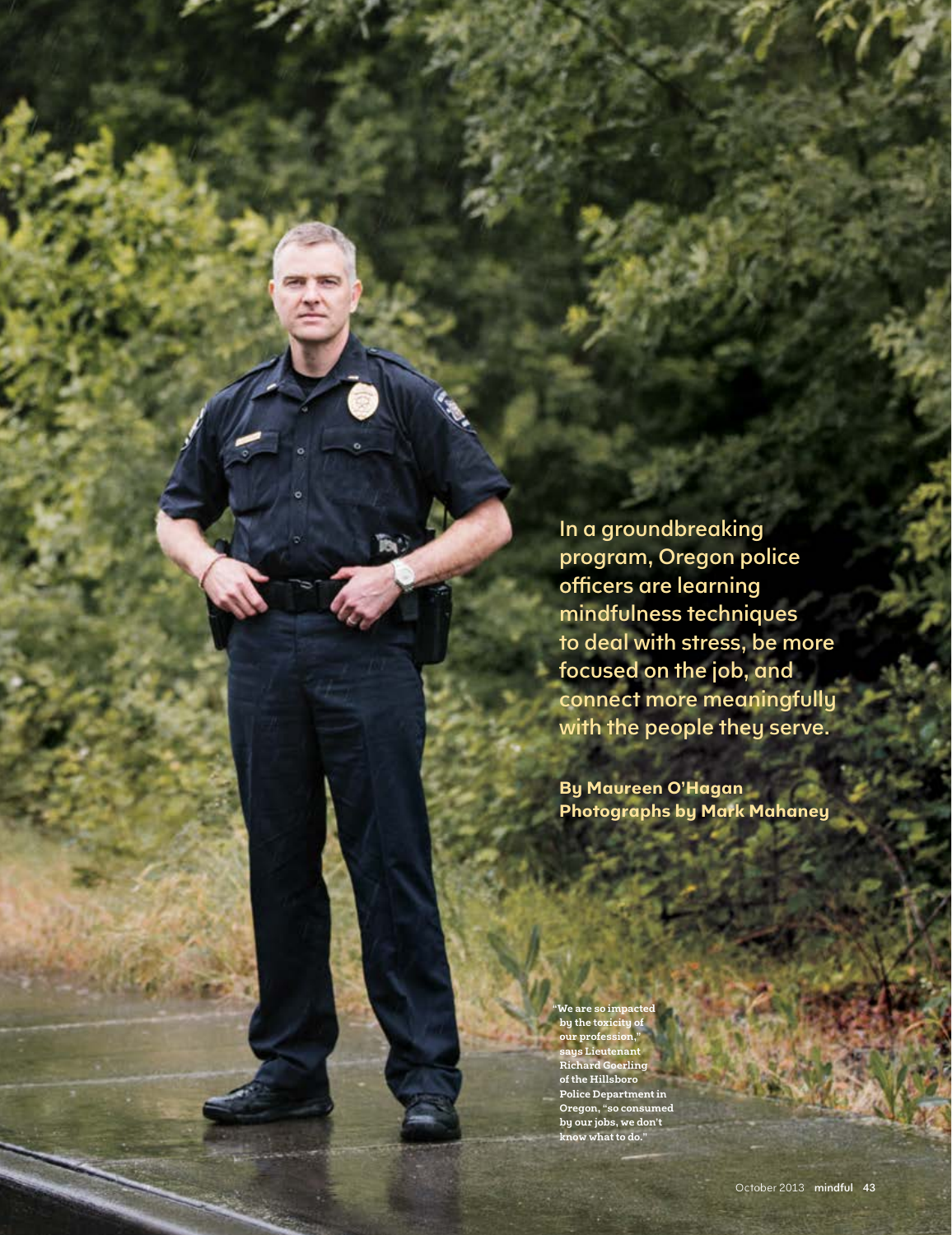In a groundbreaking program, Oregon police officers are learning mindfulness techniques to deal with stress, be more focused on the job, and connect more meaningfully with the people they serve.

**By Maureen O'Hagan**
**Photographs by Mark Mahaney**

"We are so impacted by the toxicity of our profession," says Lieutenant Richard Goerling of the Hillsboro Police Department in Oregon, "so consumed by our jobs, we don't know what to do."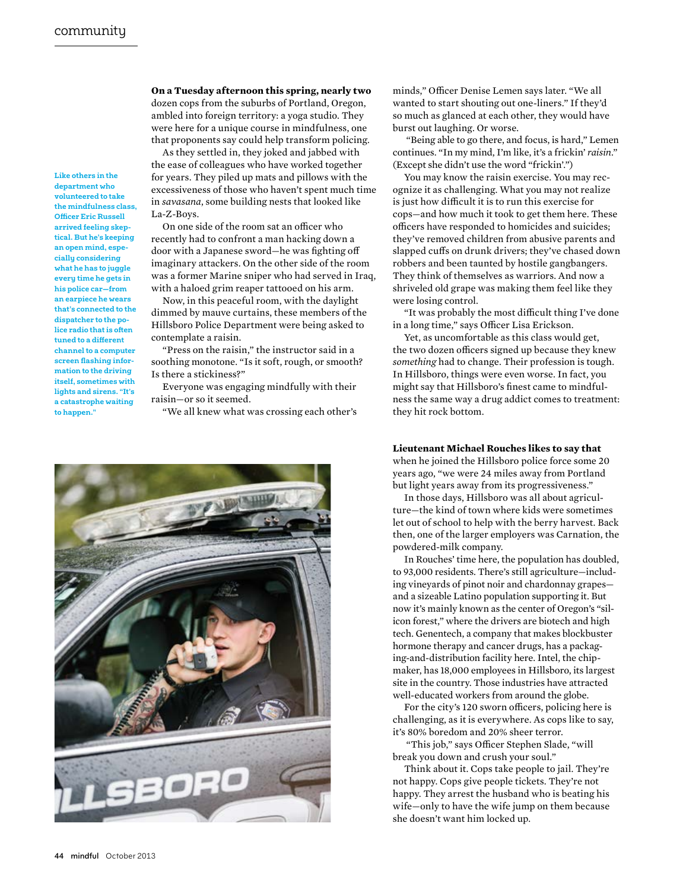**Like others in the department who volunteered to take the mindfulness class, Officer Eric Russell arrived feeling skeptical. But he's keeping an open mind, especially considering what he has to juggle every time he gets in his police car—from an earpiece he wears that's connected to the dispatcher to the police radio that is often tuned to a different channel to a computer screen flashing information to the driving itself, sometimes with lights and sirens. "It's a catastrophe waiting to happen."**

**On a Tuesday afternoon this spring, nearly two** dozen cops from the suburbs of Portland, Oregon, ambled into foreign territory: a yoga studio. They were here for a unique course in mindfulness, one that proponents say could help transform policing.

As they settled in, they joked and jabbed with the ease of colleagues who have worked together for years. They piled up mats and pillows with the excessiveness of those who haven't spent much time in *savasana*, some building nests that looked like La-Z-Boys.

On one side of the room sat an officer who recently had to confront a man hacking down a door with a Japanese sword—he was fighting off imaginary attackers. On the other side of the room was a former Marine sniper who had served in Iraq, with a haloed grim reaper tattooed on his arm.

Now, in this peaceful room, with the daylight dimmed by mauve curtains, these members of the Hillsboro Police Department were being asked to contemplate a raisin.

"Press on the raisin," the instructor said in a soothing monotone. "Is it soft, rough, or smooth? Is there a stickiness?"

Everyone was engaging mindfully with their raisin—or so it seemed.

"We all knew what was crossing each other's minds," Officer Denise Lemen says later. "We all wanted to start shouting out one-liners." If they'd so much as glanced at each other, they would have burst out laughing. Or worse.

"Being able to go there, and focus, is hard," Lemen continues. "In my mind, I'm like, it's a frickin' *raisin*." (Except she didn't use the word "frickin'.")

You may know the raisin exercise. You may recognize it as challenging. What you may not realize is just how difficult it is to run this exercise for cops—and how much it took to get them here. These officers have responded to homicides and suicides; they've removed children from abusive parents and slapped cuffs on drunk drivers; they've chased down robbers and been taunted by hostile gangbangers. They think of themselves as warriors. And now a shriveled old grape was making them feel like they were losing control.

"It was probably the most difficult thing I've done in a long time," says Officer Lisa Erickson.

Yet, as uncomfortable as this class would get, the two dozen officers signed up because they knew *something* had to change. Their profession is tough. In Hillsboro, things were even worse. In fact, you might say that Hillsboro's finest came to mindfulness the same way a drug addict comes to treatment: they hit rock bottom.

**Lieutenant Michael Rouches likes to say that** when he joined the Hillsboro police force some 20 years ago, "we were 24 miles away from Portland but light years away from its progressiveness."

In those days, Hillsboro was all about agriculture—the kind of town where kids were sometimes let out of school to help with the berry harvest. Back then, one of the larger employers was Carnation, the powdered-milk company.

In Rouches' time here, the population has doubled, to 93,000 residents. There's still agriculture—including vineyards of pinot noir and chardonnay grapes—and a sizeable Latino population supporting it. But now it's mainly known as the center of Oregon's "silicon forest," where the drivers are biotech and high tech. Genentech, a company that makes blockbuster hormone therapy and cancer drugs, has a packaging-and-distribution facility here. Intel, the chipmaker, has 18,000 employees in Hillsboro, its largest site in the country. Those industries have attracted well-educated workers from around the globe.

For the city's 120 sworn officers, policing here is challenging, as it is everywhere. As cops like to say, it's 80% boredom and 20% sheer terror.

"This job," says Officer Stephen Slade, "will break you down and crush your soul."

Think about it. Cops take people to jail. They're not happy. Cops give people tickets. They're not happy. They arrest the husband who is beating his wife—only to have the wife jump on them because she doesn't want him locked up.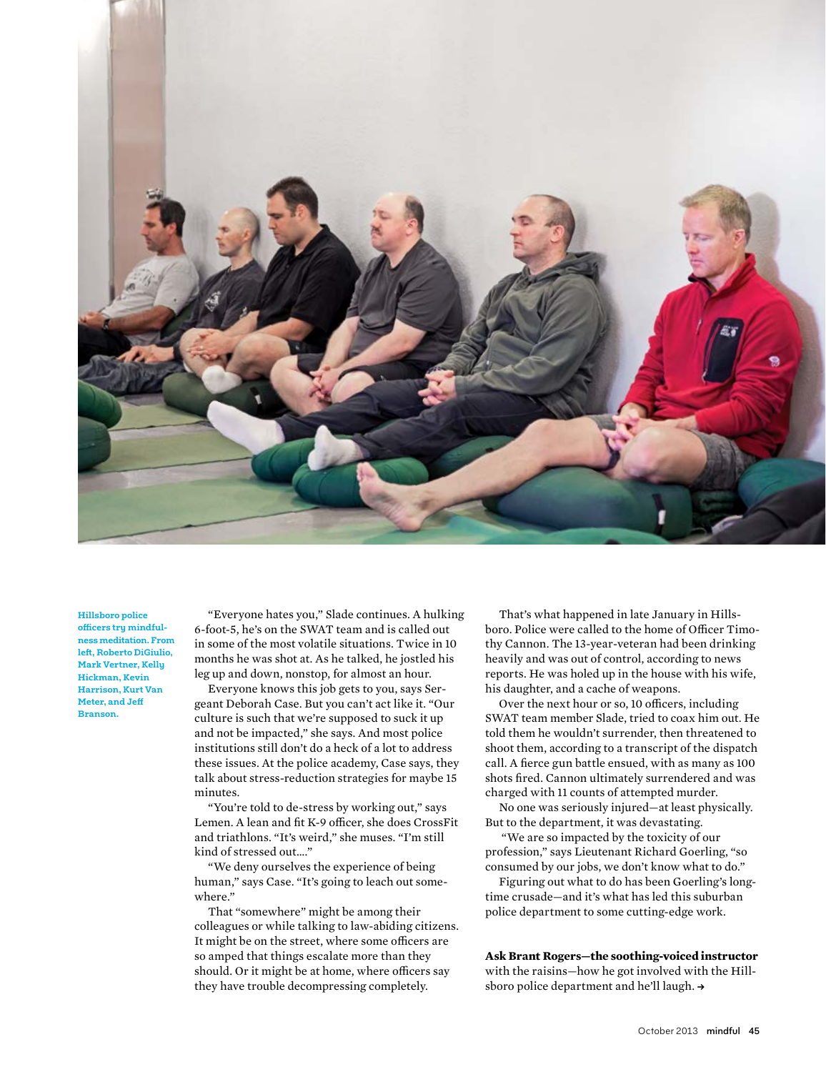Hillsboro police officers try mindfulness meditation. From left, Roberto DiGiulio, Mark Vertner, Kelly Hickman, Kevin Harrison, Kurt Van Meter, and Jeff Branson.

"Everyone hates you," Slade continues. A hulking 6-foot-5, he's on the SWAT team and is called out in some of the most volatile situations. Twice in 10 months he was shot at. As he talked, he jostled his leg up and down, nonstop, for almost an hour.

Everyone knows this job gets to you, says Sergeant Deborah Case. But you can't act like it. "Our culture is such that we're supposed to suck it up and not be impacted," she says. And most police institutions still don't do a heck of a lot to address these issues. At the police academy, Case says, they talk about stress-reduction strategies for maybe 15 minutes.

"You're told to de-stress by working out," says Lemen. A lean and fit K-9 officer, she does CrossFit and triathlons. "It's weird," she muses. "I'm still kind of stressed out...."

"We deny ourselves the experience of being human," says Case. "It's going to leach out somewhere."

That "somewhere" might be among their colleagues or while talking to law-abiding citizens. It might be on the street, where some officers are so amped that things escalate more than they should. Or it might be at home, where officers say they have trouble decompressing completely.

That's what happened in late January in Hillsboro. Police were called to the home of Officer Timothy Cannon. The 13-year-veteran had been drinking heavily and was out of control, according to news reports. He was holed up in the house with his wife, his daughter, and a cache of weapons.

Over the next hour or so, 10 officers, including SWAT team member Slade, tried to coax him out. He told them he wouldn't surrender, then threatened to shoot them, according to a transcript of the dispatch call. A fierce gun battle ensued, with as many as 100 shots fired. Cannon ultimately surrendered and was charged with 11 counts of attempted murder.

No one was seriously injured—at least physically. But to the department, it was devastating.

"We are so impacted by the toxicity of our profession," says Lieutenant Richard Goerling, "so consumed by our jobs, we don't know what to do."

Figuring out what to do has been Goerling's longtime crusade—and it's what has led this suburban police department to some cutting-edge work.

**Ask Brant Rogers—the soothing-voiced instructor** with the raisins—how he got involved with the Hillsboro police department and he'll laugh. →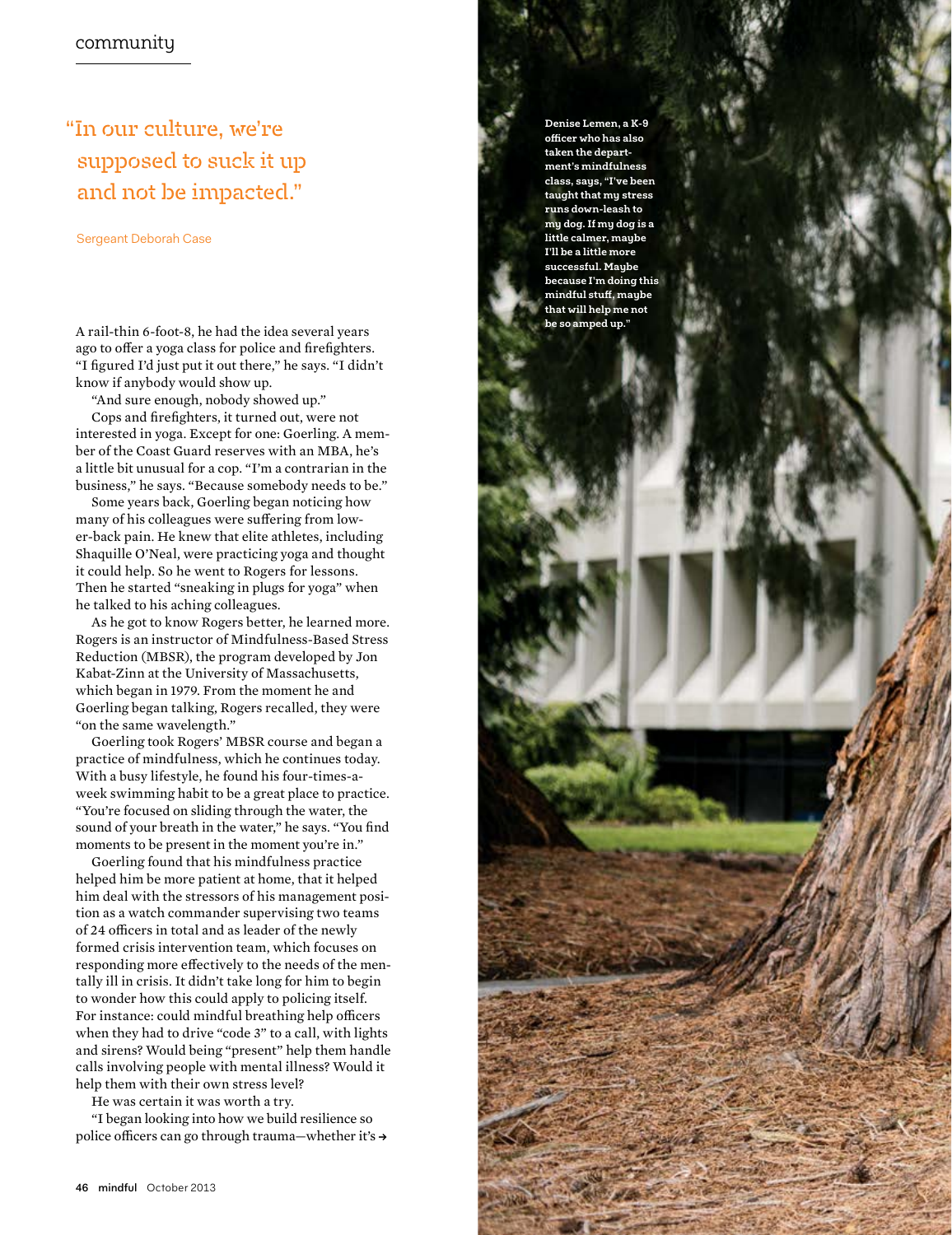"In our culture, we're supposed to suck it up and not be impacted."

Sergeant Deborah Case

A rail-thin 6-foot-8, he had the idea several years ago to offer a yoga class for police and firefighters. "I figured I'd just put it out there," he says. "I didn't know if anybody would show up.

"And sure enough, nobody showed up."

Cops and firefighters, it turned out, were not interested in yoga. Except for one: Goerling. A member of the Coast Guard reserves with an MBA, he's a little bit unusual for a cop. "I'm a contrarian in the business," he says. "Because somebody needs to be."

Some years back, Goerling began noticing how many of his colleagues were suffering from lower-back pain. He knew that elite athletes, including Shaquille O'Neal, were practicing yoga and thought it could help. So he went to Rogers for lessons. Then he started "sneaking in plugs for yoga" when he talked to his aching colleagues.

As he got to know Rogers better, he learned more. Rogers is an instructor of Mindfulness-Based Stress Reduction (MBSR), the program developed by Jon Kabat-Zinn at the University of Massachusetts, which began in 1979. From the moment he and Goerling began talking, Rogers recalled, they were "on the same wavelength."

Goerling took Rogers' MBSR course and began a practice of mindfulness, which he continues today. With a busy lifestyle, he found his four-times-a-week swimming habit to be a great place to practice. "You're focused on sliding through the water, the sound of your breath in the water," he says. "You find moments to be present in the moment you're in."

Goerling found that his mindfulness practice helped him be more patient at home, that it helped him deal with the stressors of his management position as a watch commander supervising two teams of 24 officers in total and as leader of the newly formed crisis intervention team, which focuses on responding more effectively to the needs of the mentally ill in crisis. It didn't take long for him to begin to wonder how this could apply to policing itself. For instance: could mindful breathing help officers when they had to drive "code 3" to a call, with lights and sirens? Would being "present" help them handle calls involving people with mental illness? Would it help them with their own stress level?

He was certain it was worth a try.

"I began looking into how we build resilience so police officers can go through trauma—whether it's →

**Denise Lemen, a K-9 officer who has also taken the department's mindfulness class, says, "I've been taught that my stress runs down-leash to my dog. If my dog is a little calmer, maybe I'll be a little more successful. Maybe because I'm doing this mindful stuff, maybe that will help me not be so amped up."**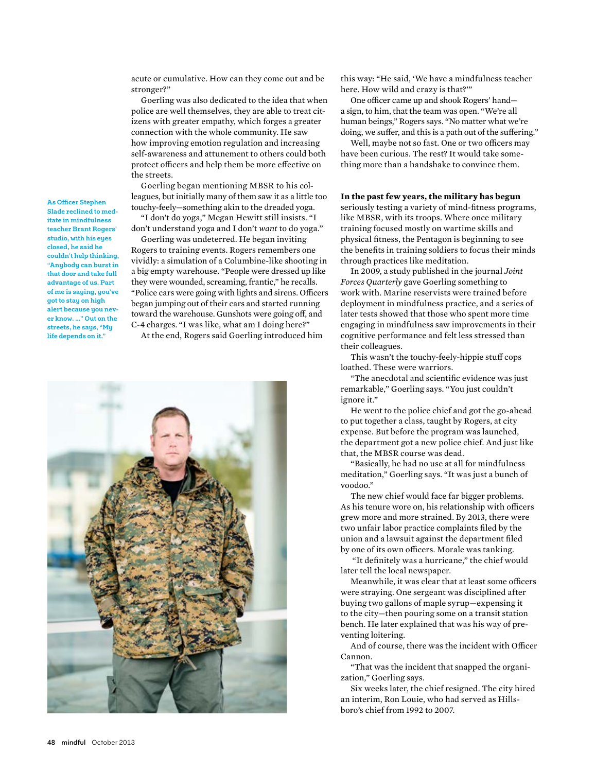acute or cumulative. How can they come out and be stronger?"

Goerling was also dedicated to the idea that when police are well themselves, they are able to treat citizens with greater empathy, which forges a greater connection with the whole community. He saw how improving emotion regulation and increasing self-awareness and attunement to others could both protect officers and help them be more effective on the streets.

Goerling began mentioning MBSR to his colleagues, but initially many of them saw it as a little too touchy-feely—something akin to the dreaded yoga.

"I don't do yoga," Megan Hewitt still insists. "I don't understand yoga and I don't *want* to do yoga."

Goerling was undeterred. He began inviting Rogers to training events. Rogers remembers one vividly: a simulation of a Columbine-like shooting in a big empty warehouse. "People were dressed up like they were wounded, screaming, frantic," he recalls. "Police cars were going with lights and sirens. Officers began jumping out of their cars and started running toward the warehouse. Gunshots were going off, and C-4 charges. "I was like, what am I doing here?"

At the end, Rogers said Goerling introduced him this way: "He said, 'We have a mindfulness teacher here. How wild and crazy is that?'"

One officer came up and shook Rogers' hand—a sign, to him, that the team was open. "We're all human beings," Rogers says. "No matter what we're doing, we suffer, and this is a path out of the suffering."

Well, maybe not so fast. One or two officers may have been curious. The rest? It would take something more than a handshake to convince them.

**As Officer Stephen Slade reclined to meditate in mindfulness teacher Brant Rogers' studio, with his eyes closed, he said he couldn't help thinking, "Anybody can burst in that door and take full advantage of us. Part of me is saying, you've got to stay on high alert because you never know. ..." Out on the streets, he says, "My life depends on it."**

**In the past few years, the military has begun** seriously testing a variety of mind-fitness programs, like MBSR, with its troops. Where once military training focused mostly on wartime skills and physical fitness, the Pentagon is beginning to see the benefits in training soldiers to focus their minds through practices like meditation.

In 2009, a study published in the journal *Joint Forces Quarterly* gave Goerling something to work with. Marine reservists were trained before deployment in mindfulness practice, and a series of later tests showed that those who spent more time engaging in mindfulness saw improvements in their cognitive performance and felt less stressed than their colleagues.

This wasn't the touchy-feely-hippie stuff cops loathed. These were warriors.

"The anecdotal and scientific evidence was just remarkable," Goerling says. "You just couldn't ignore it."

He went to the police chief and got the go-ahead to put together a class, taught by Rogers, at city expense. But before the program was launched, the department got a new police chief. And just like that, the MBSR course was dead.

"Basically, he had no use at all for mindfulness meditation," Goerling says. "It was just a bunch of voodoo."

The new chief would face far bigger problems. As his tenure wore on, his relationship with officers grew more and more strained. By 2013, there were two unfair labor practice complaints filed by the union and a lawsuit against the department filed by one of its own officers. Morale was tanking.

"It definitely was a hurricane," the chief would later tell the local newspaper.

Meanwhile, it was clear that at least some officers were straying. One sergeant was disciplined after buying two gallons of maple syrup—expensing it to the city—then pouring some on a transit station bench. He later explained that was his way of preventing loitering.

And of course, there was the incident with Officer Cannon.

"That was the incident that snapped the organization," Goerling says.

Six weeks later, the chief resigned. The city hired an interim, Ron Louie, who had served as Hillsboro's chief from 1992 to 2007.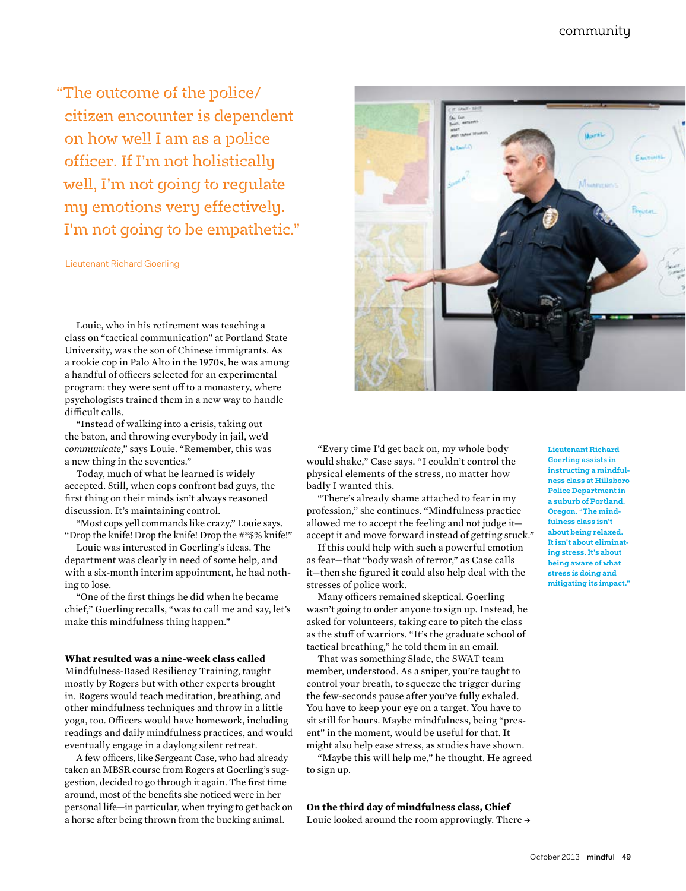"The outcome of the police/citizen encounter is dependent on how well I am as a police officer. If I'm not holistically well, I'm not going to regulate my emotions very effectively. I'm not going to be empathetic."

Lieutenant Richard Goerling

Louie, who in his retirement was teaching a class on "tactical communication" at Portland State University, was the son of Chinese immigrants. As a rookie cop in Palo Alto in the 1970s, he was among a handful of officers selected for an experimental program: they were sent off to a monastery, where psychologists trained them in a new way to handle difficult calls.

"Instead of walking into a crisis, taking out the baton, and throwing everybody in jail, we'd *communicate*," says Louie. "Remember, this was a new thing in the seventies."

Today, much of what he learned is widely accepted. Still, when cops confront bad guys, the first thing on their minds isn't always reasoned discussion. It's maintaining control.

"Most cops yell commands like crazy," Louie says. "Drop the knife! Drop the knife! Drop the #*$% knife!"

Louie was interested in Goerling's ideas. The department was clearly in need of some help, and with a six-month interim appointment, he had nothing to lose.

"One of the first things he did when he became chief," Goerling recalls, "was to call me and say, let's make this mindfulness thing happen."

**What resulted was a nine-week class called** Mindfulness-Based Resiliency Training, taught mostly by Rogers but with other experts brought in. Rogers would teach meditation, breathing, and other mindfulness techniques and throw in a little yoga, too. Officers would have homework, including readings and daily mindfulness practices, and would eventually engage in a daylong silent retreat.

A few officers, like Sergeant Case, who had already taken an MBSR course from Rogers at Goerling's suggestion, decided to go through it again. The first time around, most of the benefits she noticed were in her personal life—in particular, when trying to get back on a horse after being thrown from the bucking animal.

"Every time I'd get back on, my whole body would shake," Case says. "I couldn't control the physical elements of the stress, no matter how badly I wanted this.

"There's already shame attached to fear in my profession," she continues. "Mindfulness practice allowed me to accept the feeling and not judge it—accept it and move forward instead of getting stuck."

If this could help with such a powerful emotion as fear—that "body wash of terror," as Case calls it—then she figured it could also help deal with the stresses of police work.

Many officers remained skeptical. Goerling wasn't going to order anyone to sign up. Instead, he asked for volunteers, taking care to pitch the class as the stuff of warriors. "It's the graduate school of tactical breathing," he told them in an email.

That was something Slade, the SWAT team member, understood. As a sniper, you're taught to control your breath, to squeeze the trigger during the few-seconds pause after you've fully exhaled. You have to keep your eye on a target. You have to sit still for hours. Maybe mindfulness, being "present" in the moment, would be useful for that. It might also help ease stress, as studies have shown.

"Maybe this will help me," he thought. He agreed to sign up.

**Lieutenant Richard Goerling assists in instructing a mindfulness class at Hillsboro Police Department in a suburb of Portland, Oregon. "The mindfulness class isn't about being relaxed. It isn't about eliminating stress. It's about being aware of what stress is doing and mitigating its impact."**

**On the third day of mindfulness class, Chief** Louie looked around the room approvingly. There →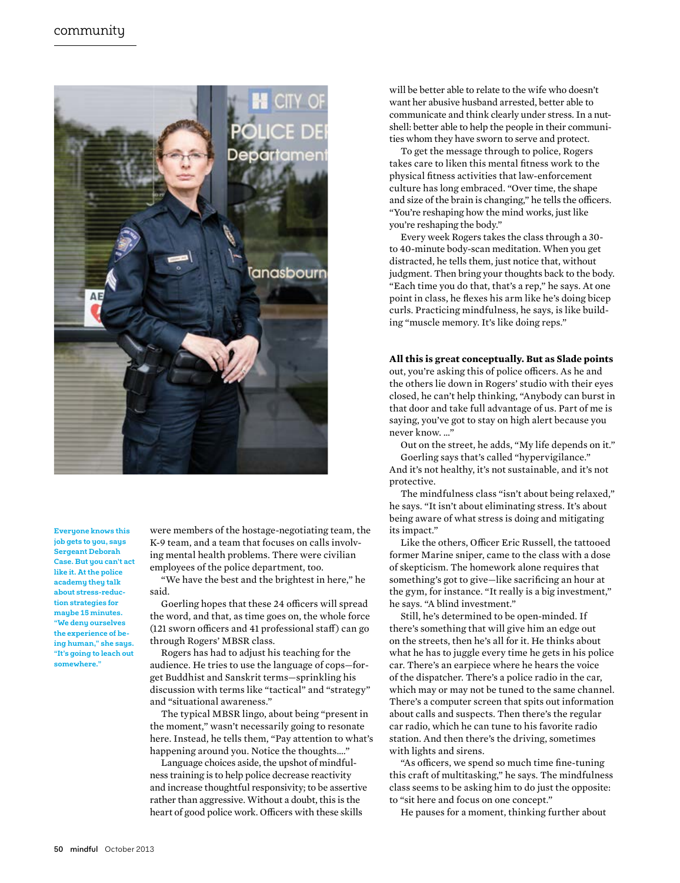Everyone knows this job gets to you, says Sergeant Deborah Case. But you can't act like it. At the police academy they talk about stress-reduction strategies for maybe 15 minutes. "We deny ourselves the experience of being human," she says. "It's going to leach out somewhere."

were members of the hostage-negotiating team, the K-9 team, and a team that focuses on calls involving mental health problems. There were civilian employees of the police department, too.

"We have the best and the brightest in here," he said.

Goerling hopes that these 24 officers will spread the word, and that, as time goes on, the whole force (121 sworn officers and 41 professional staff) can go through Rogers' MBSR class.

Rogers has had to adjust his teaching for the audience. He tries to use the language of cops—forget Buddhist and Sanskrit terms—sprinkling his discussion with terms like "tactical" and "strategy" and "situational awareness."

The typical MBSR lingo, about being "present in the moment," wasn't necessarily going to resonate here. Instead, he tells them, "Pay attention to what's happening around you. Notice the thoughts...."

Language choices aside, the upshot of mindfulness training is to help police decrease reactivity and increase thoughtful responsivity; to be assertive rather than aggressive. Without a doubt, this is the heart of good police work. Officers with these skills will be better able to relate to the wife who doesn't want her abusive husband arrested, better able to communicate and think clearly under stress. In a nutshell: better able to help the people in their communities whom they have sworn to serve and protect.

To get the message through to police, Rogers takes care to liken this mental fitness work to the physical fitness activities that law-enforcement culture has long embraced. "Over time, the shape and size of the brain is changing," he tells the officers. "You're reshaping how the mind works, just like you're reshaping the body."

Every week Rogers takes the class through a 30- to 40-minute body-scan meditation. When you get distracted, he tells them, just notice that, without judgment. Then bring your thoughts back to the body. "Each time you do that, that's a rep," he says. At one point in class, he flexes his arm like he's doing bicep curls. Practicing mindfulness, he says, is like building "muscle memory. It's like doing reps."

**All this is great conceptually. But as Slade points** out, you're asking this of police officers. As he and the others lie down in Rogers' studio with their eyes closed, he can't help thinking, "Anybody can burst in that door and take full advantage of us. Part of me is saying, you've got to stay on high alert because you never know. ..."

Out on the street, he adds, "My life depends on it."

Goerling says that's called "hypervigilance." And it's not healthy, it's not sustainable, and it's not protective.

The mindfulness class "isn't about being relaxed," he says. "It isn't about eliminating stress. It's about being aware of what stress is doing and mitigating its impact."

Like the others, Officer Eric Russell, the tattooed former Marine sniper, came to the class with a dose of skepticism. The homework alone requires that something's got to give—like sacrificing an hour at the gym, for instance. "It really is a big investment," he says. "A blind investment."

Still, he's determined to be open-minded. If there's something that will give him an edge out on the streets, then he's all for it. He thinks about what he has to juggle every time he gets in his police car. There's an earpiece where he hears the voice of the dispatcher. There's a police radio in the car, which may or may not be tuned to the same channel. There's a computer screen that spits out information about calls and suspects. Then there's the regular car radio, which he can tune to his favorite radio station. And then there's the driving, sometimes with lights and sirens.

"As officers, we spend so much time fine-tuning this craft of multitasking," he says. The mindfulness class seems to be asking him to do just the opposite: to "sit here and focus on one concept."

He pauses for a moment, thinking further about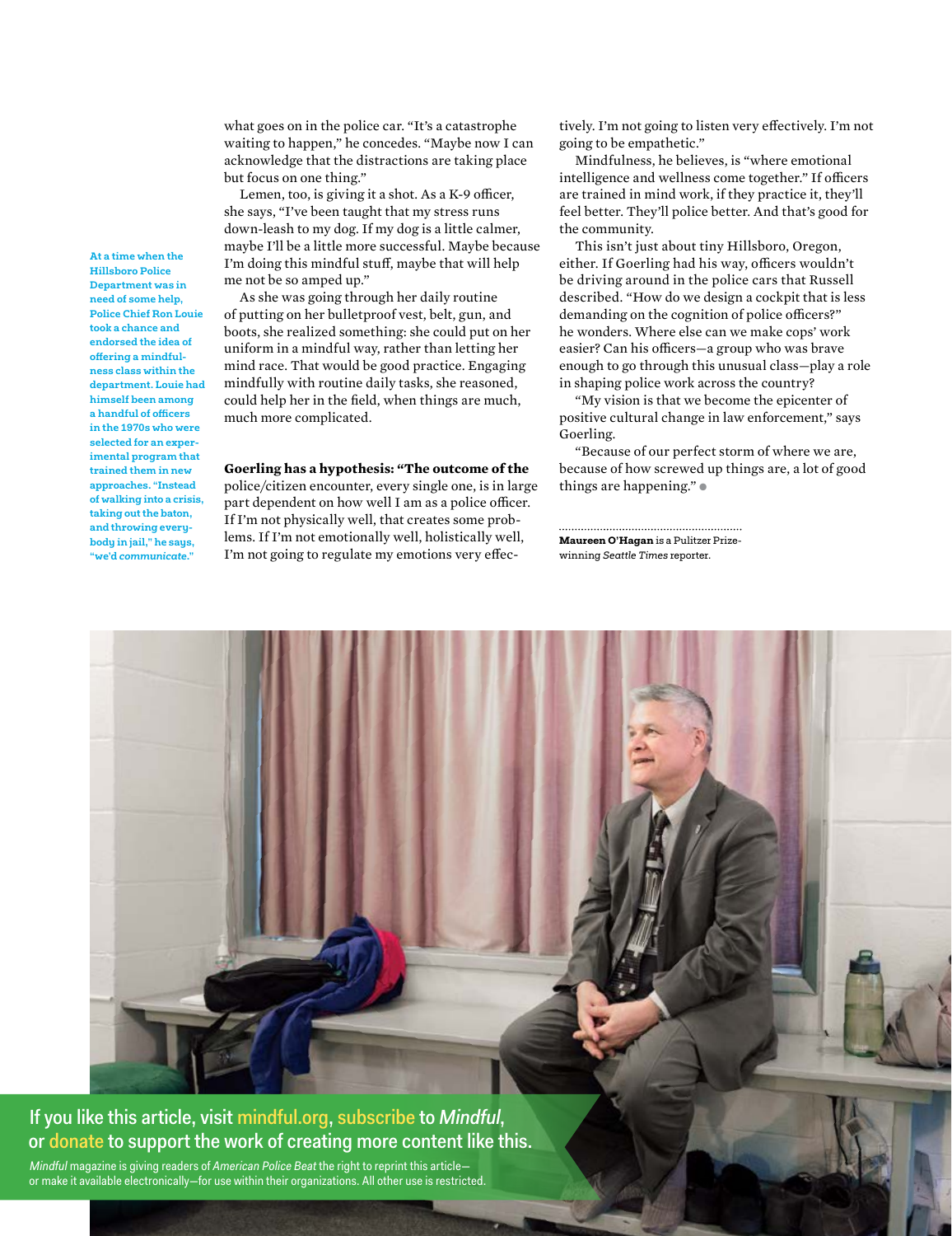what goes on in the police car. "It's a catastrophe waiting to happen," he concedes. "Maybe now I can acknowledge that the distractions are taking place but focus on one thing."

Lemen, too, is giving it a shot. As a K-9 officer, she says, "I've been taught that my stress runs down-leash to my dog. If my dog is a little calmer, maybe I'll be a little more successful. Maybe because I'm doing this mindful stuff, maybe that will help me not be so amped up."

As she was going through her daily routine of putting on her bulletproof vest, belt, gun, and boots, she realized something: she could put on her uniform in a mindful way, rather than letting her mind race. That would be good practice. Engaging mindfully with routine daily tasks, she reasoned, could help her in the field, when things are much, much more complicated.

**At a time when the Hillsboro Police Department was in need of some help, Police Chief Ron Louie took a chance and endorsed the idea of offering a mindfulness class within the department. Louie had himself been among a handful of officers in the 1970s who were selected for an experimental program that trained them in new approaches. "Instead of walking into a crisis, taking out the baton, and throwing everybody in jail," he says, "we'd *communicate*."**

**Goerling has a hypothesis: "The outcome of the** police/citizen encounter, every single one, is in large part dependent on how well I am as a police officer. If I'm not physically well, that creates some problems. If I'm not emotionally well, holistically well, I'm not going to regulate my emotions very effectively. I'm not going to listen very effectively. I'm not going to be empathetic."

Mindfulness, he believes, is "where emotional intelligence and wellness come together." If officers are trained in mind work, if they practice it, they'll feel better. They'll police better. And that's good for the community.

This isn't just about tiny Hillsboro, Oregon, either. If Goerling had his way, officers wouldn't be driving around in the police cars that Russell described. "How do we design a cockpit that is less demanding on the cognition of police officers?" he wonders. Where else can we make cops' work easier? Can his officers—a group who was brave enough to go through this unusual class—play a role in shaping police work across the country?

"My vision is that we become the epicenter of positive cultural change in law enforcement," says Goerling.

"Because of our perfect storm of where we are, because of how screwed up things are, a lot of good things are happening."

**Maureen O'Hagan** is a Pulitzer Prize-winning *Seattle Times* reporter.

If you like this article, visit mindful.org, subscribe to *Mindful*, or donate to support the work of creating more content like this.

*Mindful* magazine is giving readers of *American Police Beat* the right to reprint this article—or make it available electronically—for use within their organizations. All other use is restricted.